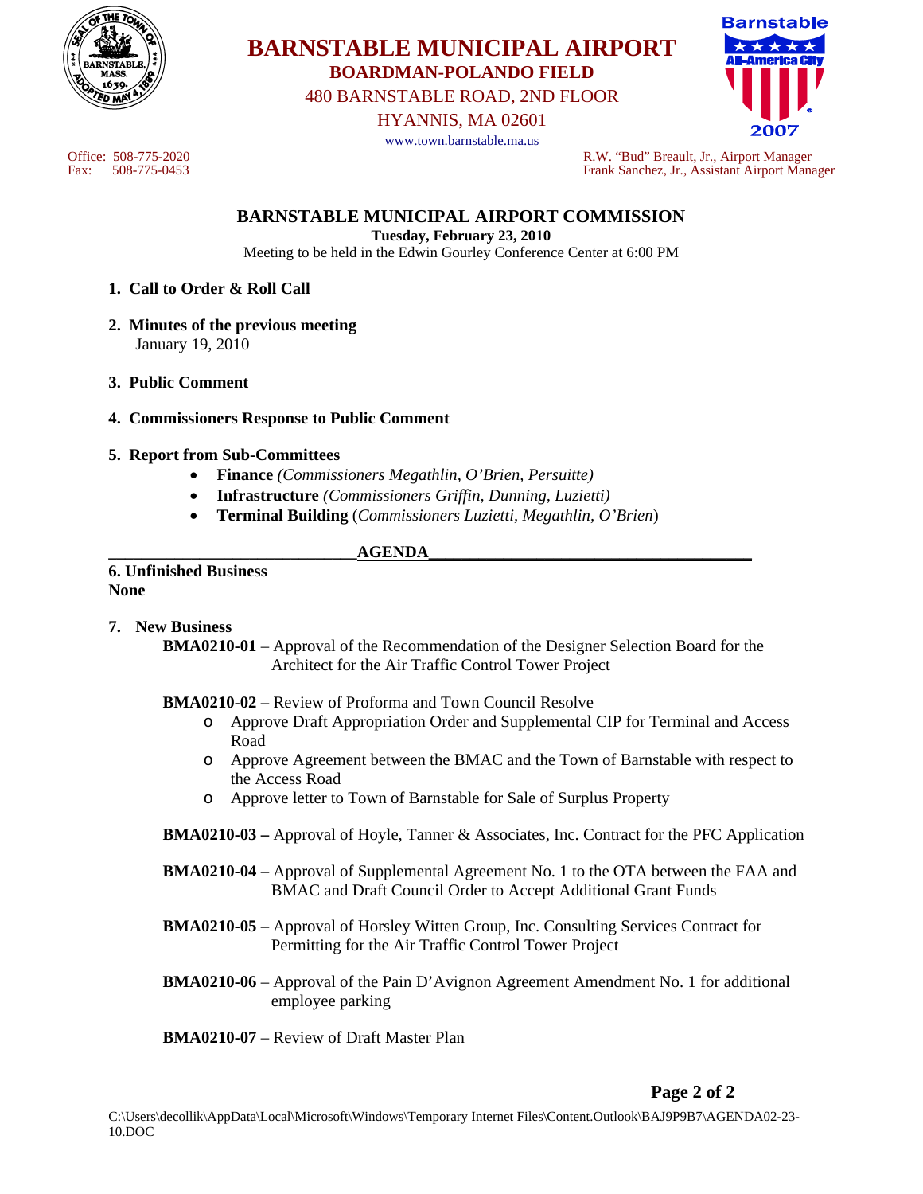# BARNSTABLE MUNICIPAL AIRPORT

**BOARDMAN-POLANDO FIELD**

480 BARNSTABLE ROAD, 2ND FLOOR

HYANNIS, MA 02601

www.town.barnstable.ma.us

Office: 508-775-2020
Fax: 508-775-0453

R.W. "Bud" Breault, Jr., Airport Manager
Frank Sanchez, Jr., Assistant Airport Manager

## BARNSTABLE MUNICIPAL AIRPORT COMMISSION

**Tuesday, February 23, 2010**

Meeting to be held in the Edwin Gourley Conference Center at 6:00 PM

1. **Call to Order & Roll Call**

2. **Minutes of the previous meeting**
   January 19, 2010

3. **Public Comment**

4. **Commissioners Response to Public Comment**

5. **Report from Sub-Committees**
   - **Finance** *(Commissioners Megathlin, O'Brien, Persuitte)*
   - **Infrastructure** *(Commissioners Griffin, Dunning, Luzietti)*
   - **Terminal Building** (*Commissioners Luzietti, Megathlin, O'Brien*)

## AGENDA

**6. Unfinished Business**
**None**

**7. New Business**

**BMA0210-01** – Approval of the Recommendation of the Designer Selection Board for the Architect for the Air Traffic Control Tower Project

**BMA0210-02 –** Review of Proforma and Town Council Resolve
- Approve Draft Appropriation Order and Supplemental CIP for Terminal and Access Road
- Approve Agreement between the BMAC and the Town of Barnstable with respect to the Access Road
- Approve letter to Town of Barnstable for Sale of Surplus Property

**BMA0210-03 –** Approval of Hoyle, Tanner & Associates, Inc. Contract for the PFC Application

**BMA0210-04** – Approval of Supplemental Agreement No. 1 to the OTA between the FAA and BMAC and Draft Council Order to Accept Additional Grant Funds

**BMA0210-05** – Approval of Horsley Witten Group, Inc. Consulting Services Contract for Permitting for the Air Traffic Control Tower Project

**BMA0210-06** – Approval of the Pain D'Avignon Agreement Amendment No. 1 for additional employee parking

**BMA0210-07** – Review of Draft Master Plan

C:\Users\decollik\AppData\Local\Microsoft\Windows\Temporary Internet Files\Content.Outlook\BAJ9P9B7\AGENDA02-23-10.DOC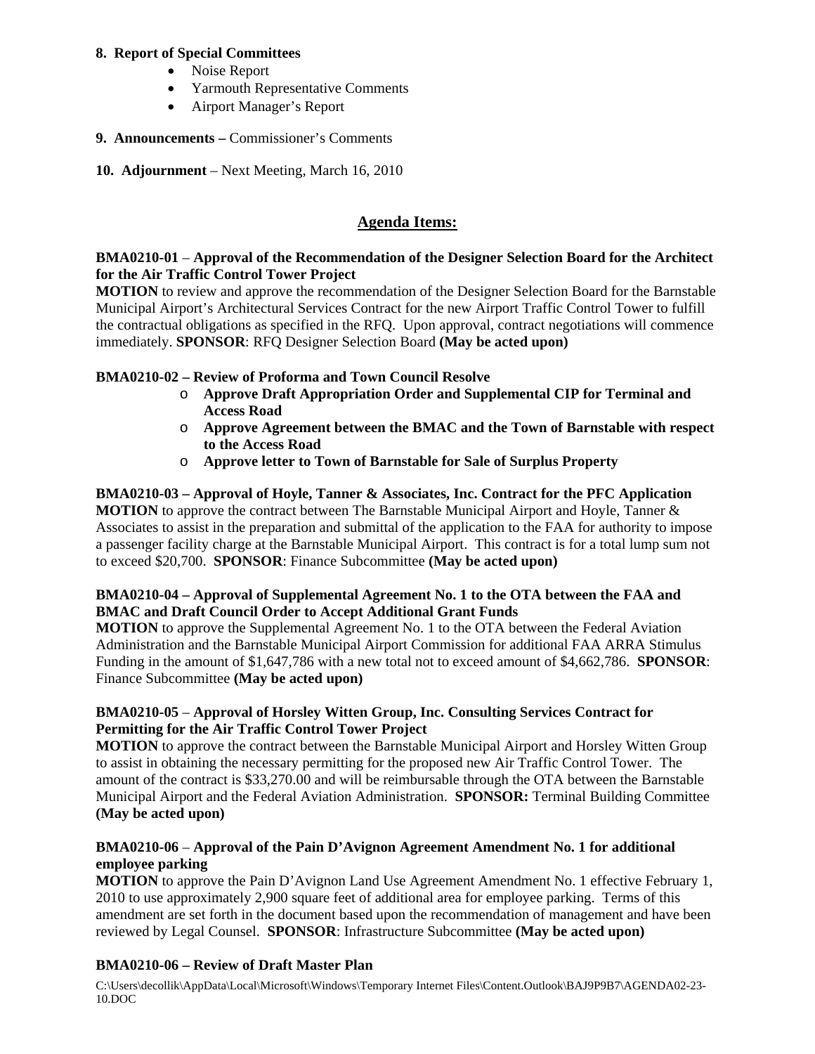**8. Report of Special Committees**

- Noise Report
- Yarmouth Representative Comments
- Airport Manager's Report

**9. Announcements –** Commissioner's Comments

**10. Adjournment** – Next Meeting, March 16, 2010

## Agenda Items:

**BMA0210-01** – **Approval of the Recommendation of the Designer Selection Board for the Architect for the Air Traffic Control Tower Project**
**MOTION** to review and approve the recommendation of the Designer Selection Board for the Barnstable Municipal Airport's Architectural Services Contract for the new Airport Traffic Control Tower to fulfill the contractual obligations as specified in the RFQ. Upon approval, contract negotiations will commence immediately. **SPONSOR**: RFQ Designer Selection Board **(May be acted upon)**

**BMA0210-02 – Review of Proforma and Town Council Resolve**

- **Approve Draft Appropriation Order and Supplemental CIP for Terminal and Access Road**
- **Approve Agreement between the BMAC and the Town of Barnstable with respect to the Access Road**
- **Approve letter to Town of Barnstable for Sale of Surplus Property**

**BMA0210-03 – Approval of Hoyle, Tanner & Associates, Inc. Contract for the PFC Application**
**MOTION** to approve the contract between The Barnstable Municipal Airport and Hoyle, Tanner & Associates to assist in the preparation and submittal of the application to the FAA for authority to impose a passenger facility charge at the Barnstable Municipal Airport. This contract is for a total lump sum not to exceed $20,700. **SPONSOR**: Finance Subcommittee **(May be acted upon)**

**BMA0210-04 – Approval of Supplemental Agreement No. 1 to the OTA between the FAA and BMAC and Draft Council Order to Accept Additional Grant Funds**
**MOTION** to approve the Supplemental Agreement No. 1 to the OTA between the Federal Aviation Administration and the Barnstable Municipal Airport Commission for additional FAA ARRA Stimulus Funding in the amount of $1,647,786 with a new total not to exceed amount of $4,662,786. **SPONSOR**: Finance Subcommittee **(May be acted upon)**

**BMA0210-05** – **Approval of Horsley Witten Group, Inc. Consulting Services Contract for Permitting for the Air Traffic Control Tower Project**
**MOTION** to approve the contract between the Barnstable Municipal Airport and Horsley Witten Group to assist in obtaining the necessary permitting for the proposed new Air Traffic Control Tower. The amount of the contract is $33,270.00 and will be reimbursable through the OTA between the Barnstable Municipal Airport and the Federal Aviation Administration. **SPONSOR:** Terminal Building Committee **(May be acted upon)**

**BMA0210-06** – **Approval of the Pain D'Avignon Agreement Amendment No. 1 for additional employee parking**
**MOTION** to approve the Pain D'Avignon Land Use Agreement Amendment No. 1 effective February 1, 2010 to use approximately 2,900 square feet of additional area for employee parking. Terms of this amendment are set forth in the document based upon the recommendation of management and have been reviewed by Legal Counsel. **SPONSOR**: Infrastructure Subcommittee **(May be acted upon)**

**BMA0210-06 – Review of Draft Master Plan**